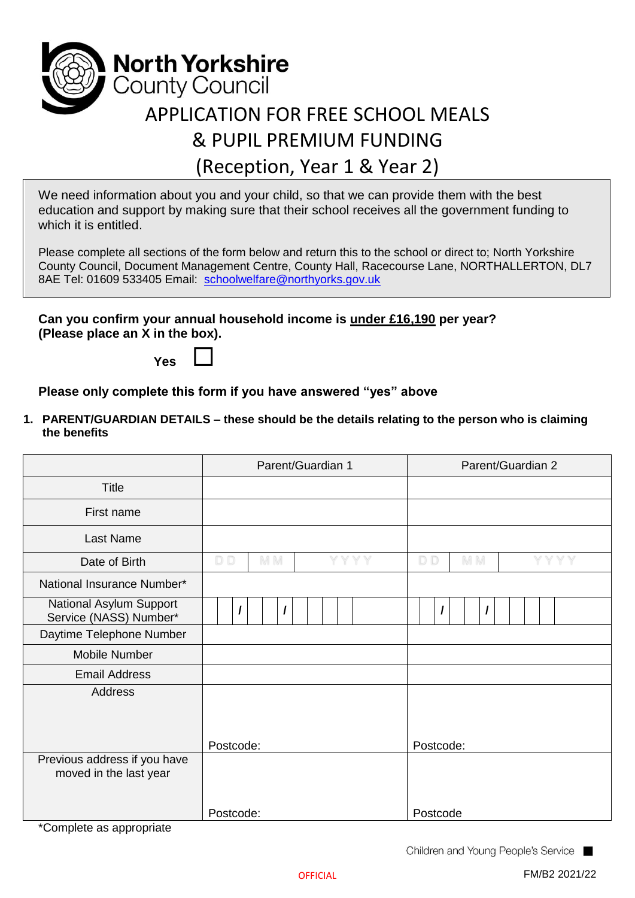North Yorkshire County Council

# APPLICATION FOR FREE SCHOOL MEALS & PUPIL PREMIUM FUNDING (Reception, Year 1 & Year 2)

We need information about you and your child, so that we can provide them with the best education and support by making sure that their school receives all the government funding to which it is entitled.

Please complete all sections of the form below and return this to the school or direct to; North Yorkshire County Council, Document Management Centre, County Hall, Racecourse Lane, NORTHALLERTON, DL7 8AE Tel: 01609 533405 Email: schoolwelfare@northyorks.gov.uk

**Can you confirm your annual household income is under £16,190 per year? (Please place an X in the box).**

**Yes** ☐

**Please only complete this form if you have answered "yes" above**

**1. PARENT/GUARDIAN DETAILS – these should be the details relating to the person who is claiming the benefits**

| | Parent/Guardian 1 | Parent/Guardian 2 |
|---|---|---|
| Title | | |
| First name | | |
| Last Name | | |
| Date of Birth | DD MM YYYY | DD MM YYYY |
| National Insurance Number* | | |
| National Asylum Support Service (NASS) Number* | / / | / / |
| Daytime Telephone Number | | |
| Mobile Number | | |
| Email Address | | |
| Address | Postcode: | Postcode: |
| Previous address if you have moved in the last year | Postcode: | Postcode |

*Complete as appropriate

Children and Young People's Service

OFFICIAL

FM/B2 2021/22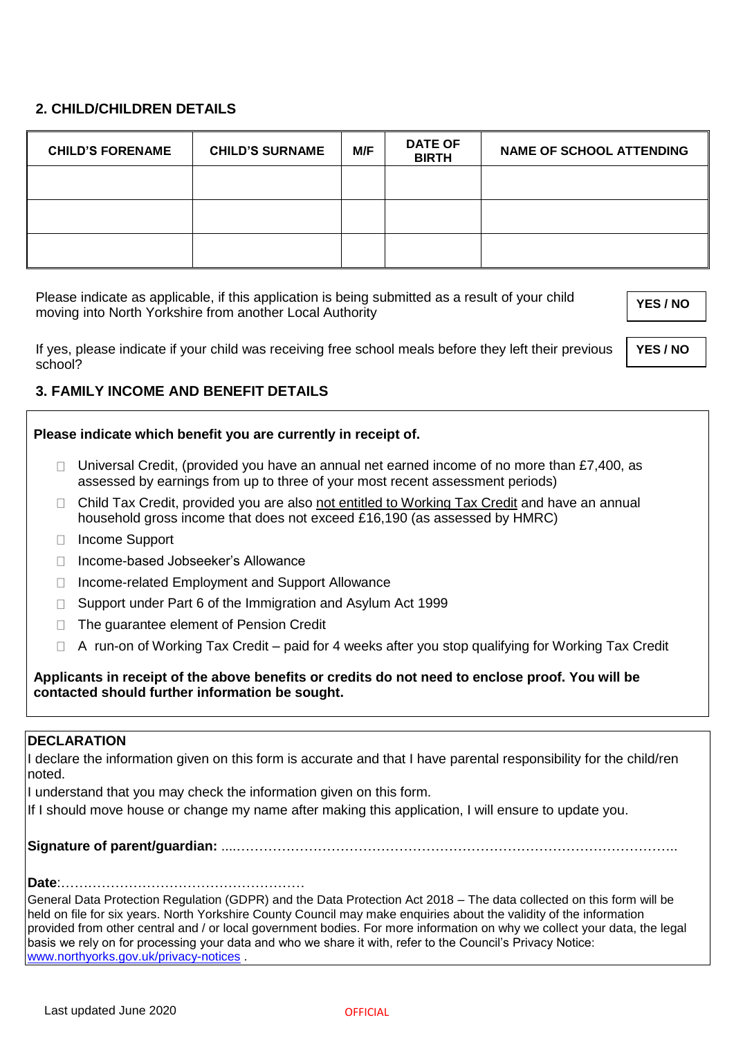## 2. CHILD/CHILDREN DETAILS

| CHILD'S FORENAME | CHILD'S SURNAME | M/F | DATE OF BIRTH | NAME OF SCHOOL ATTENDING |
|---|---|---|---|---|
| | | | | |
| | | | | |
| | | | | |

Please indicate as applicable, if this application is being submitted as a result of your child moving into North Yorkshire from another Local Authority **YES / NO**

If yes, please indicate if your child was receiving free school meals before they left their previous school? **YES / NO**

## 3. FAMILY INCOME AND BENEFIT DETAILS

**Please indicate which benefit you are currently in receipt of.**

- ☐ Universal Credit, (provided you have an annual net earned income of no more than £7,400, as assessed by earnings from up to three of your most recent assessment periods)
- ☐ Child Tax Credit, provided you are also not entitled to Working Tax Credit and have an annual household gross income that does not exceed £16,190 (as assessed by HMRC)
- ☐ Income Support
- ☐ Income-based Jobseeker's Allowance
- ☐ Income-related Employment and Support Allowance
- ☐ Support under Part 6 of the Immigration and Asylum Act 1999
- ☐ The guarantee element of Pension Credit
- ☐ A run-on of Working Tax Credit – paid for 4 weeks after you stop qualifying for Working Tax Credit

**Applicants in receipt of the above benefits or credits do not need to enclose proof. You will be contacted should further information be sought.**

**DECLARATION**

I declare the information given on this form is accurate and that I have parental responsibility for the child/ren noted.

I understand that you may check the information given on this form.

If I should move house or change my name after making this application, I will ensure to update you.

**Signature of parent/guardian:** ....……………………………………………………………………………………..

**Date**:………………………………………………

General Data Protection Regulation (GDPR) and the Data Protection Act 2018 – The data collected on this form will be held on file for six years. North Yorkshire County Council may make enquiries about the validity of the information provided from other central and / or local government bodies. For more information on why we collect your data, the legal basis we rely on for processing your data and who we share it with, refer to the Council's Privacy Notice: www.northyorks.gov.uk/privacy-notices .

Last updated June 2020

OFFICIAL